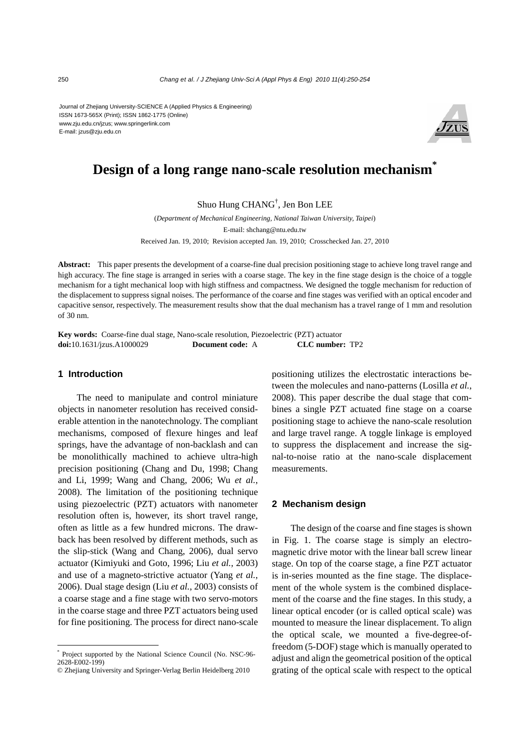Journal of Zhejiang University-SCIENCE A (Applied Physics & Engineering)
ISSN 1673-565X (Print); ISSN 1862-1775 (Online)
www.zju.edu.cn/jzus; www.springerlink.com
E-mail: jzus@zju.edu.cn

# Design of a long range nano-scale resolution mechanism*

Shuo Hung CHANG†, Jen Bon LEE

(*Department of Mechanical Engineering, National Taiwan University, Taipei*)

E-mail: shchang@ntu.edu.tw

Received Jan. 19, 2010; Revision accepted Jan. 19, 2010; Crosschecked Jan. 27, 2010

**Abstract:** This paper presents the development of a coarse-fine dual precision positioning stage to achieve long travel range and high accuracy. The fine stage is arranged in series with a coarse stage. The key in the fine stage design is the choice of a toggle mechanism for a tight mechanical loop with high stiffness and compactness. We designed the toggle mechanism for reduction of the displacement to suppress signal noises. The performance of the coarse and fine stages was verified with an optical encoder and capacitive sensor, respectively. The measurement results show that the dual mechanism has a travel range of 1 mm and resolution of 30 nm.

**Key words:** Coarse-fine dual stage, Nano-scale resolution, Piezoelectric (PZT) actuator

**doi:**10.1631/jzus.A1000029 **Document code:** A **CLC number:** TP2

## 1 Introduction

The need to manipulate and control miniature objects in nanometer resolution has received considerable attention in the nanotechnology. The compliant mechanisms, composed of flexure hinges and leaf springs, have the advantage of non-backlash and can be monolithically machined to achieve ultra-high precision positioning (Chang and Du, 1998; Chang and Li, 1999; Wang and Chang, 2006; Wu *et al.*, 2008). The limitation of the positioning technique using piezoelectric (PZT) actuators with nanometer resolution often is, however, its short travel range, often as little as a few hundred microns. The drawback has been resolved by different methods, such as the slip-stick (Wang and Chang, 2006), dual servo actuator (Kimiyuki and Goto, 1996; Liu *et al.*, 2003) and use of a magneto-strictive actuator (Yang *et al.*, 2006). Dual stage design (Liu *et al.*, 2003) consists of a coarse stage and a fine stage with two servo-motors in the coarse stage and three PZT actuators being used for fine positioning. The process for direct nano-scale positioning utilizes the electrostatic interactions between the molecules and nano-patterns (Losilla *et al.*, 2008). This paper describe the dual stage that combines a single PZT actuated fine stage on a coarse positioning stage to achieve the nano-scale resolution and large travel range. A toggle linkage is employed to suppress the displacement and increase the signal-to-noise ratio at the nano-scale displacement measurements.

## 2 Mechanism design

The design of the coarse and fine stages is shown in Fig. 1. The coarse stage is simply an electromagnetic drive motor with the linear ball screw linear stage. On top of the coarse stage, a fine PZT actuator is in-series mounted as the fine stage. The displacement of the whole system is the combined displacement of the coarse and the fine stages. In this study, a linear optical encoder (or is called optical scale) was mounted to measure the linear displacement. To align the optical scale, we mounted a five-degree-of-freedom (5-DOF) stage which is manually operated to adjust and align the geometrical position of the optical grating of the optical scale with respect to the optical

---

* Project supported by the National Science Council (No. NSC-96-2628-E002-199)

© Zhejiang University and Springer-Verlag Berlin Heidelberg 2010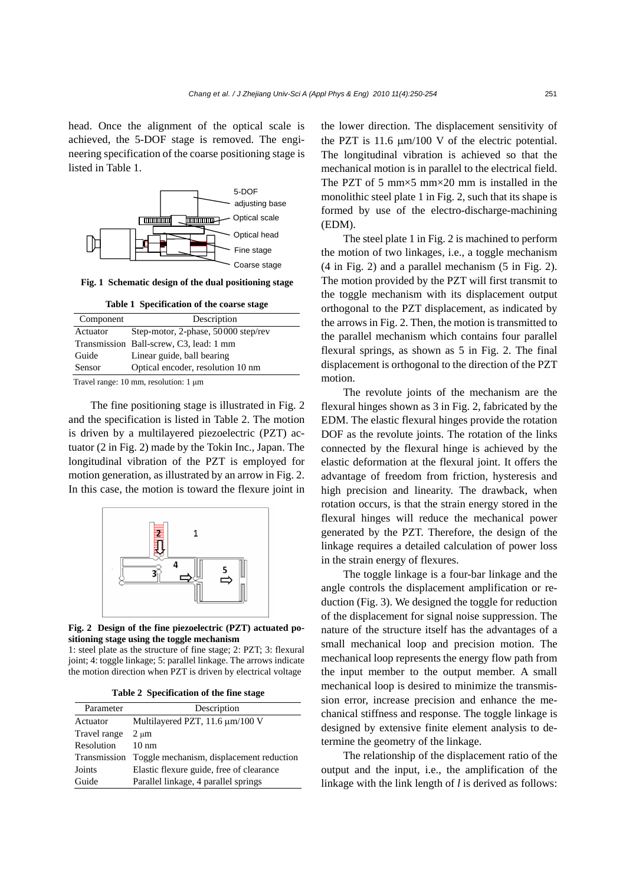head. Once the alignment of the optical scale is achieved, the 5-DOF stage is removed. The engineering specification of the coarse positioning stage is listed in Table 1.

**Fig. 1 Schematic design of the dual positioning stage**

**Table 1 Specification of the coarse stage**

| Component | Description |
|---|---|
| Actuator | Step-motor, 2-phase, 50000 step/rev |
| Transmission | Ball-screw, C3, lead: 1 mm |
| Guide | Linear guide, ball bearing |
| Sensor | Optical encoder, resolution 10 nm |

Travel range: 10 mm, resolution: 1 μm

The fine positioning stage is illustrated in Fig. 2 and the specification is listed in Table 2. The motion is driven by a multilayered piezoelectric (PZT) actuator (2 in Fig. 2) made by the Tokin Inc., Japan. The longitudinal vibration of the PZT is employed for motion generation, as illustrated by an arrow in Fig. 2. In this case, the motion is toward the flexure joint in the lower direction. The displacement sensitivity of the PZT is 11.6 μm/100 V of the electric potential. The longitudinal vibration is achieved so that the mechanical motion is in parallel to the electrical field. The PZT of 5 mm×5 mm×20 mm is installed in the monolithic steel plate 1 in Fig. 2, such that its shape is formed by use of the electro-discharge-machining (EDM).

**Fig. 2 Design of the fine piezoelectric (PZT) actuated positioning stage using the toggle mechanism**
1: steel plate as the structure of fine stage; 2: PZT; 3: flexural joint; 4: toggle linkage; 5: parallel linkage. The arrows indicate the motion direction when PZT is driven by electrical voltage

**Table 2 Specification of the fine stage**

| Parameter | Description |
|---|---|
| Actuator | Multilayered PZT, 11.6 μm/100 V |
| Travel range | 2 μm |
| Resolution | 10 nm |
| Transmission | Toggle mechanism, displacement reduction |
| Joints | Elastic flexure guide, free of clearance |
| Guide | Parallel linkage, 4 parallel springs |

The steel plate 1 in Fig. 2 is machined to perform the motion of two linkages, i.e., a toggle mechanism (4 in Fig. 2) and a parallel mechanism (5 in Fig. 2). The motion provided by the PZT will first transmit to the toggle mechanism with its displacement output orthogonal to the PZT displacement, as indicated by the arrows in Fig. 2. Then, the motion is transmitted to the parallel mechanism which contains four parallel flexural springs, as shown as 5 in Fig. 2. The final displacement is orthogonal to the direction of the PZT motion.

The revolute joints of the mechanism are the flexural hinges shown as 3 in Fig. 2, fabricated by the EDM. The elastic flexural hinges provide the rotation DOF as the revolute joints. The rotation of the links connected by the flexural hinge is achieved by the elastic deformation at the flexural joint. It offers the advantage of freedom from friction, hysteresis and high precision and linearity. The drawback, when rotation occurs, is that the strain energy stored in the flexural hinges will reduce the mechanical power generated by the PZT. Therefore, the design of the linkage requires a detailed calculation of power loss in the strain energy of flexures.

The toggle linkage is a four-bar linkage and the angle controls the displacement amplification or reduction (Fig. 3). We designed the toggle for reduction of the displacement for signal noise suppression. The nature of the structure itself has the advantages of a small mechanical loop and precision motion. The mechanical loop represents the energy flow path from the input member to the output member. A small mechanical loop is desired to minimize the transmission error, increase precision and enhance the mechanical stiffness and response. The toggle linkage is designed by extensive finite element analysis to determine the geometry of the linkage.

The relationship of the displacement ratio of the output and the input, i.e., the amplification of the linkage with the link length of $l$ is derived as follows: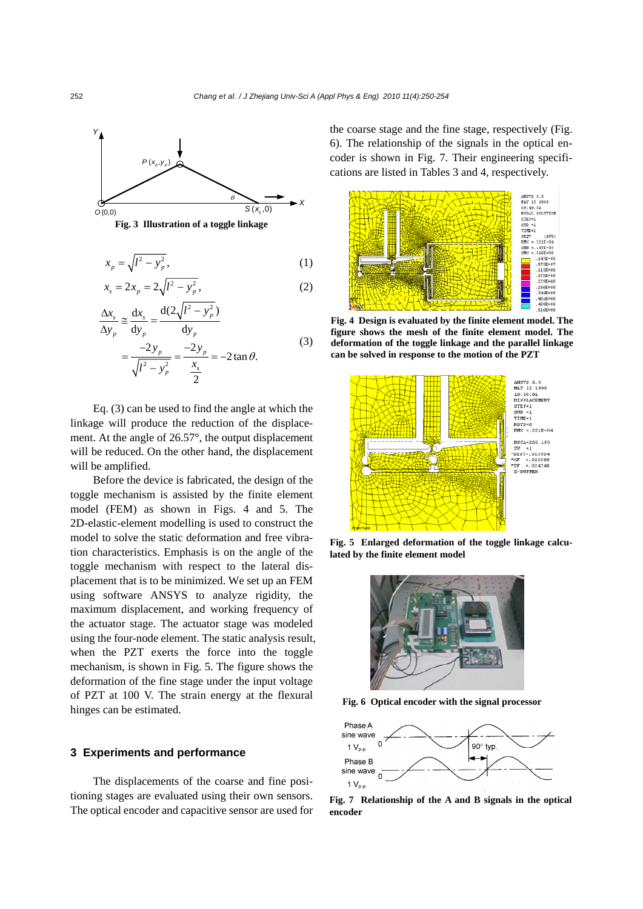Fig. 3 Illustration of a toggle linkage

$$x_p = \sqrt{l^2 - y_p^2}, \tag{1}$$

$$x_s = 2x_p = 2\sqrt{l^2 - y_p^2}, \tag{2}$$

$$\frac{\Delta x_s}{\Delta y_p} \simeq \frac{\mathrm{d}x_s}{\mathrm{d}y_p} = \frac{\mathrm{d}(2\sqrt{l^2 - y_p^2})}{\mathrm{d}y_p} = \frac{-2y_p}{\sqrt{l^2 - y_p^2}} = \frac{-2y_p}{\frac{x_s}{2}} = -2\tan\theta. \tag{3}$$

Eq. (3) can be used to find the angle at which the linkage will produce the reduction of the displacement. At the angle of 26.57°, the output displacement will be reduced. On the other hand, the displacement will be amplified.

Before the device is fabricated, the design of the toggle mechanism is assisted by the finite element model (FEM) as shown in Figs. 4 and 5. The 2D-elastic-element modelling is used to construct the model to solve the static deformation and free vibration characteristics. Emphasis is on the angle of the toggle mechanism with respect to the lateral displacement that is to be minimized. We set up an FEM using software ANSYS to analyze rigidity, the maximum displacement, and working frequency of the actuator stage. The actuator stage was modeled using the four-node element. The static analysis result, when the PZT exerts the force into the toggle mechanism, is shown in Fig. 5. The figure shows the deformation of the fine stage under the input voltage of PZT at 100 V. The strain energy at the flexural hinges can be estimated.

## 3 Experiments and performance

The displacements of the coarse and fine positioning stages are evaluated using their own sensors. The optical encoder and capacitive sensor are used for the coarse stage and the fine stage, respectively (Fig. 6). The relationship of the signals in the optical encoder is shown in Fig. 7. Their engineering specifications are listed in Tables 3 and 4, respectively.

Fig. 4 Design is evaluated by the finite element model. The figure shows the mesh of the finite element model. The deformation of the toggle linkage and the parallel linkage can be solved in response to the motion of the PZT

Fig. 5 Enlarged deformation of the toggle linkage calculated by the finite element model

Fig. 6 Optical encoder with the signal processor

Fig. 7 Relationship of the A and B signals in the optical encoder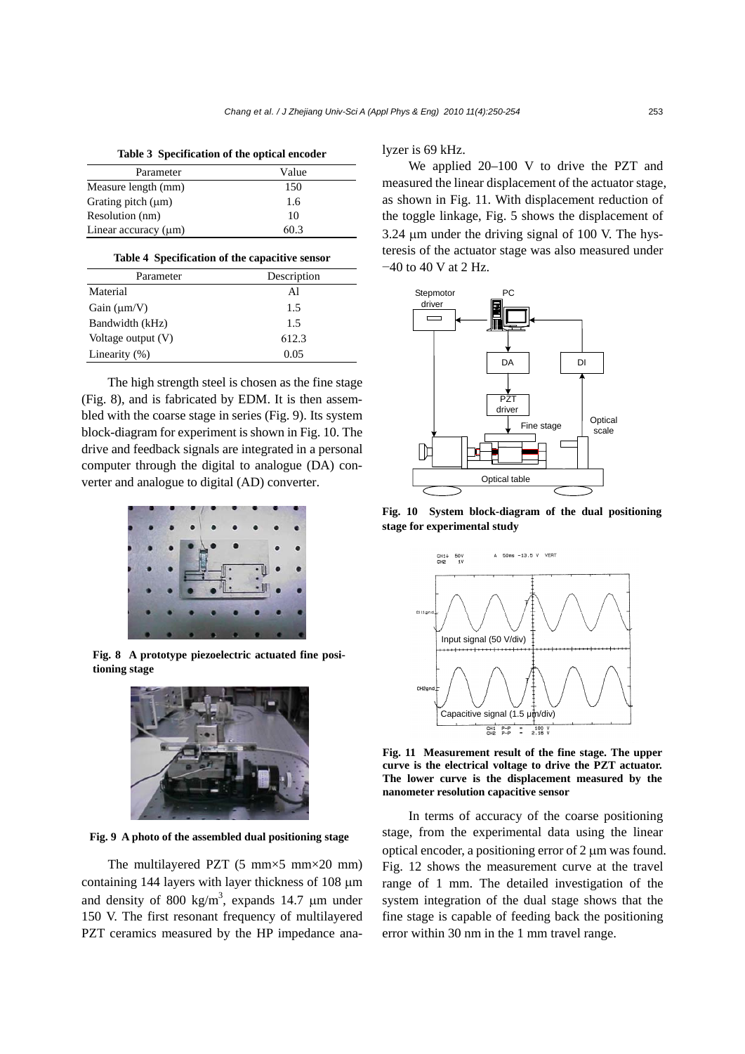**Table 3 Specification of the optical encoder**

| Parameter | Value |
|---|---|
| Measure length (mm) | 150 |
| Grating pitch (μm) | 1.6 |
| Resolution (nm) | 10 |
| Linear accuracy (μm) | 60.3 |

**Table 4 Specification of the capacitive sensor**

| Parameter | Description |
|---|---|
| Material | Al |
| Gain (μm/V) | 1.5 |
| Bandwidth (kHz) | 1.5 |
| Voltage output (V) | 612.3 |
| Linearity (%) | 0.05 |

The high strength steel is chosen as the fine stage (Fig. 8), and is fabricated by EDM. It is then assembled with the coarse stage in series (Fig. 9). Its system block-diagram for experiment is shown in Fig. 10. The drive and feedback signals are integrated in a personal computer through the digital to analogue (DA) converter and analogue to digital (AD) converter.

**Fig. 8 A prototype piezoelectric actuated fine positioning stage**

**Fig. 9 A photo of the assembled dual positioning stage**

The multilayered PZT (5 mm×5 mm×20 mm) containing 144 layers with layer thickness of 108 μm and density of 800 kg/m$^3$, expands 14.7 μm under 150 V. The first resonant frequency of multilayered PZT ceramics measured by the HP impedance analyzer is 69 kHz.

We applied 20–100 V to drive the PZT and measured the linear displacement of the actuator stage, as shown in Fig. 11. With displacement reduction of the toggle linkage, Fig. 5 shows the displacement of 3.24 μm under the driving signal of 100 V. The hysteresis of the actuator stage was also measured under −40 to 40 V at 2 Hz.

**Fig. 10 System block-diagram of the dual positioning stage for experimental study**

**Fig. 11 Measurement result of the fine stage. The upper curve is the electrical voltage to drive the PZT actuator. The lower curve is the displacement measured by the nanometer resolution capacitive sensor**

In terms of accuracy of the coarse positioning stage, from the experimental data using the linear optical encoder, a positioning error of 2 μm was found. Fig. 12 shows the measurement curve at the travel range of 1 mm. The detailed investigation of the system integration of the dual stage shows that the fine stage is capable of feeding back the positioning error within 30 nm in the 1 mm travel range.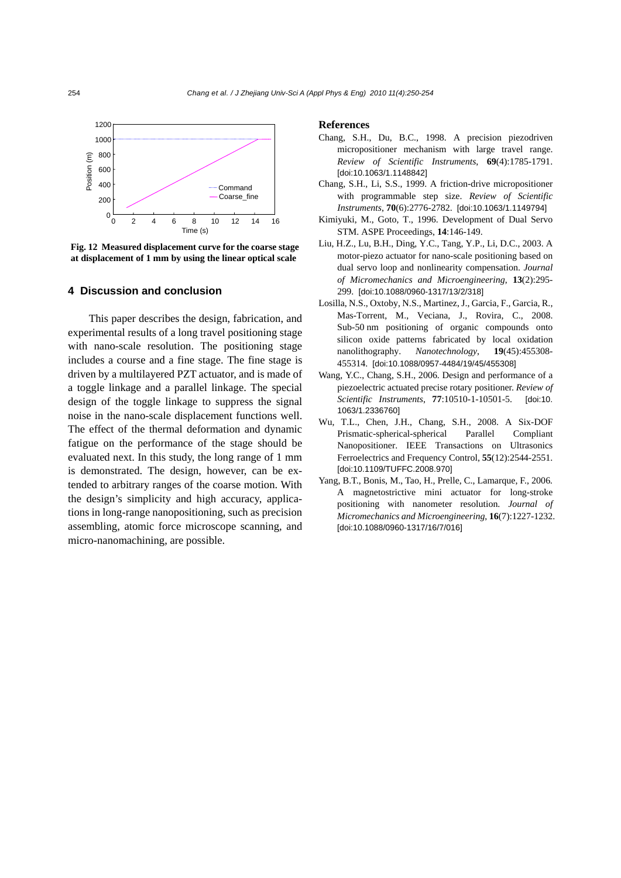1200
1000
800
600
400
200
0
Position (m)
0 2 4 6 8 10 12 14 16
Time (s)
Command
Coarse_fine

**Fig. 12 Measured displacement curve for the coarse stage at displacement of 1 mm by using the linear optical scale**

## 4 Discussion and conclusion

This paper describes the design, fabrication, and experimental results of a long travel positioning stage with nano-scale resolution. The positioning stage includes a course and a fine stage. The fine stage is driven by a multilayered PZT actuator, and is made of a toggle linkage and a parallel linkage. The special design of the toggle linkage to suppress the signal noise in the nano-scale displacement functions well. The effect of the thermal deformation and dynamic fatigue on the performance of the stage should be evaluated next. In this study, the long range of 1 mm is demonstrated. The design, however, can be extended to arbitrary ranges of the coarse motion. With the design's simplicity and high accuracy, applications in long-range nanopositioning, such as precision assembling, atomic force microscope scanning, and micro-nanomachining, are possible.

## References

Chang, S.H., Du, B.C., 1998. A precision piezodriven micropositioner mechanism with large travel range. *Review of Scientific Instruments*, **69**(4):1785-1791. [doi:10.1063/1.1148842]

Chang, S.H., Li, S.S., 1999. A friction-drive micropositioner with programmable step size. *Review of Scientific Instruments*, **70**(6):2776-2782. [doi:10.1063/1.1149794]

Kimiyuki, M., Goto, T., 1996. Development of Dual Servo STM. ASPE Proceedings, **14**:146-149.

Liu, H.Z., Lu, B.H., Ding, Y.C., Tang, Y.P., Li, D.C., 2003. A motor-piezo actuator for nano-scale positioning based on dual servo loop and nonlinearity compensation. *Journal of Micromechanics and Microengineering*, **13**(2):295-299. [doi:10.1088/0960-1317/13/2/318]

Losilla, N.S., Oxtoby, N.S., Martinez, J., Garcia, F., Garcia, R., Mas-Torrent, M., Veciana, J., Rovira, C., 2008. Sub-50 nm positioning of organic compounds onto silicon oxide patterns fabricated by local oxidation nanolithography. *Nanotechnology*, **19**(45):455308-455314. [doi:10.1088/0957-4484/19/45/455308]

Wang, Y.C., Chang, S.H., 2006. Design and performance of a piezoelectric actuated precise rotary positioner. *Review of Scientific Instruments*, **77**:10510-1-10501-5. [doi:10.1063/1.2336760]

Wu, T.L., Chen, J.H., Chang, S.H., 2008. A Six-DOF Prismatic-spherical-spherical Parallel Compliant Nanopositioner. IEEE Transactions on Ultrasonics Ferroelectrics and Frequency Control, **55**(12):2544-2551. [doi:10.1109/TUFFC.2008.970]

Yang, B.T., Bonis, M., Tao, H., Prelle, C., Lamarque, F., 2006. A magnetostrictive mini actuator for long-stroke positioning with nanometer resolution. *Journal of Micromechanics and Microengineering*, **16**(7):1227-1232. [doi:10.1088/0960-1317/16/7/016]